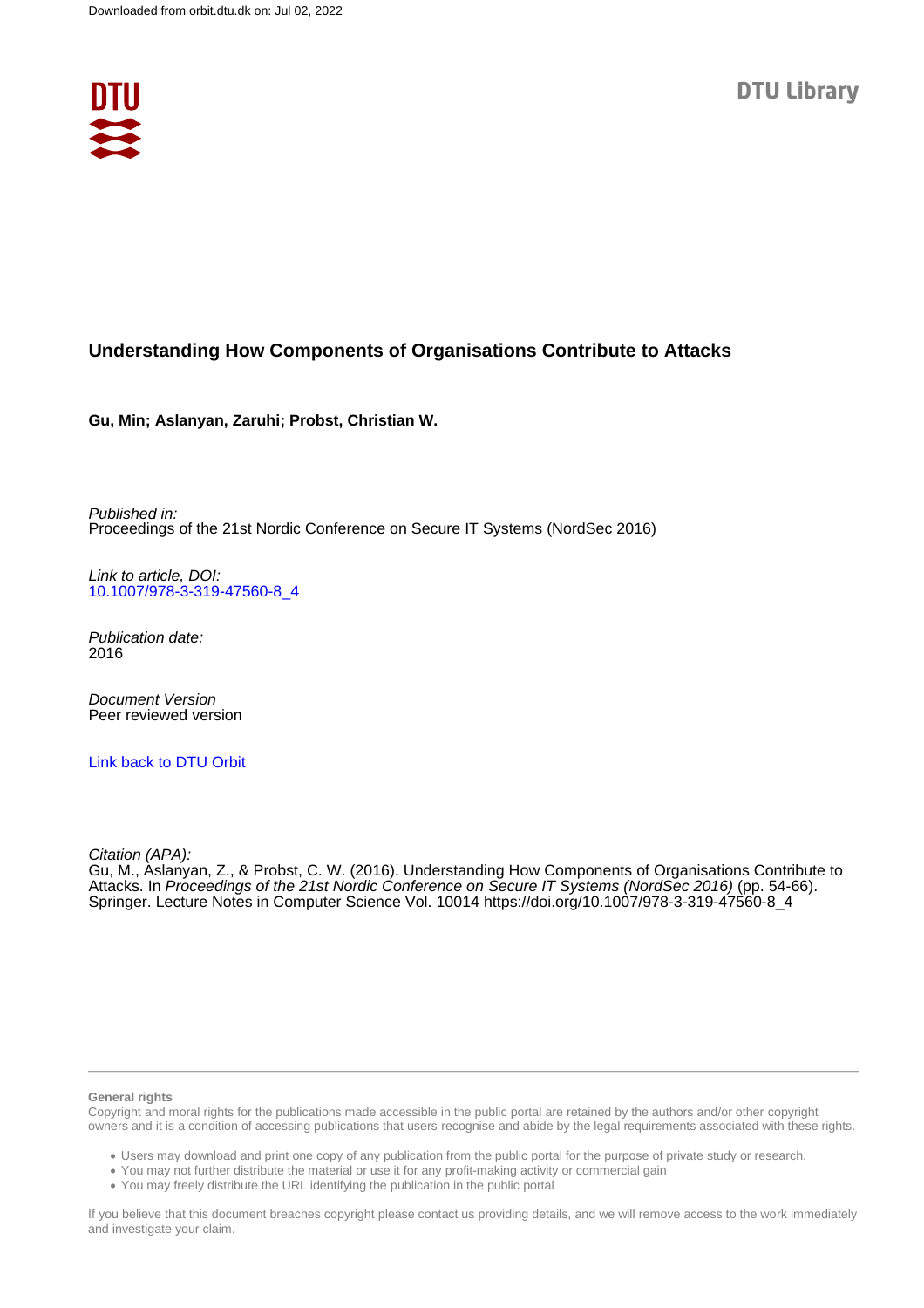Downloaded from orbit.dtu.dk on: Jul 02, 2022

DTU Library

# Understanding How Components of Organisations Contribute to Attacks

**Gu, Min; Aslanyan, Zaruhi; Probst, Christian W.**

*Published in:*
Proceedings of the 21st Nordic Conference on Secure IT Systems (NordSec 2016)

*Link to article, DOI:*
10.1007/978-3-319-47560-8_4

*Publication date:*
2016

*Document Version*
Peer reviewed version

Link back to DTU Orbit

*Citation (APA):*
Gu, M., Aslanyan, Z., & Probst, C. W. (2016). Understanding How Components of Organisations Contribute to Attacks. In *Proceedings of the 21st Nordic Conference on Secure IT Systems (NordSec 2016)* (pp. 54-66). Springer. Lecture Notes in Computer Science Vol. 10014 https://doi.org/10.1007/978-3-319-47560-8_4

**General rights**

Copyright and moral rights for the publications made accessible in the public portal are retained by the authors and/or other copyright owners and it is a condition of accessing publications that users recognise and abide by the legal requirements associated with these rights.

- Users may download and print one copy of any publication from the public portal for the purpose of private study or research.
- You may not further distribute the material or use it for any profit-making activity or commercial gain
- You may freely distribute the URL identifying the publication in the public portal

If you believe that this document breaches copyright please contact us providing details, and we will remove access to the work immediately and investigate your claim.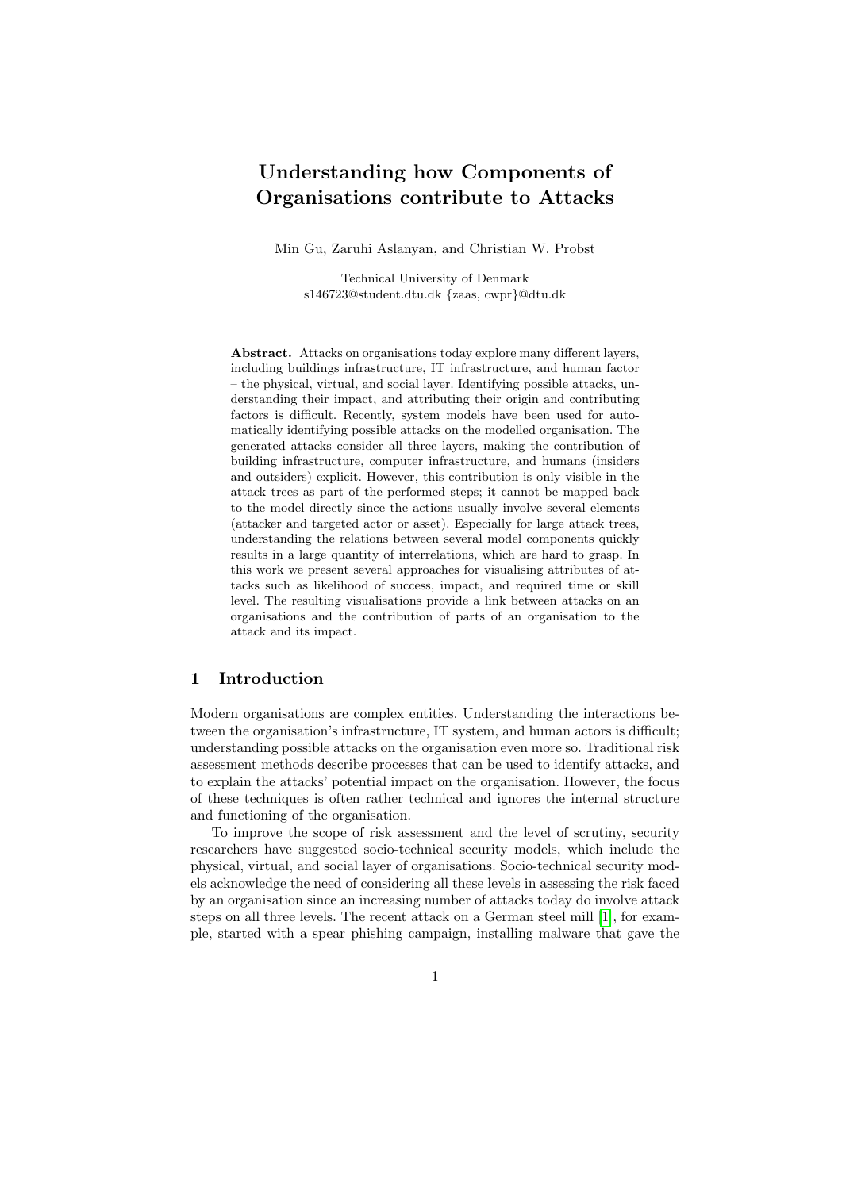# Understanding how Components of Organisations contribute to Attacks

Min Gu, Zaruhi Aslanyan, and Christian W. Probst

Technical University of Denmark
s146723@student.dtu.dk {zaas, cwpr}@dtu.dk

**Abstract.** Attacks on organisations today explore many different layers, including buildings infrastructure, IT infrastructure, and human factor – the physical, virtual, and social layer. Identifying possible attacks, understanding their impact, and attributing their origin and contributing factors is difficult. Recently, system models have been used for automatically identifying possible attacks on the modelled organisation. The generated attacks consider all three layers, making the contribution of building infrastructure, computer infrastructure, and humans (insiders and outsiders) explicit. However, this contribution is only visible in the attack trees as part of the performed steps; it cannot be mapped back to the model directly since the actions usually involve several elements (attacker and targeted actor or asset). Especially for large attack trees, understanding the relations between several model components quickly results in a large quantity of interrelations, which are hard to grasp. In this work we present several approaches for visualising attributes of attacks such as likelihood of success, impact, and required time or skill level. The resulting visualisations provide a link between attacks on an organisations and the contribution of parts of an organisation to the attack and its impact.

## 1 Introduction

Modern organisations are complex entities. Understanding the interactions between the organisation's infrastructure, IT system, and human actors is difficult; understanding possible attacks on the organisation even more so. Traditional risk assessment methods describe processes that can be used to identify attacks, and to explain the attacks' potential impact on the organisation. However, the focus of these techniques is often rather technical and ignores the internal structure and functioning of the organisation.

To improve the scope of risk assessment and the level of scrutiny, security researchers have suggested socio-technical security models, which include the physical, virtual, and social layer of organisations. Socio-technical security models acknowledge the need of considering all these levels in assessing the risk faced by an organisation since an increasing number of attacks today do involve attack steps on all three levels. The recent attack on a German steel mill [1], for example, started with a spear phishing campaign, installing malware that gave the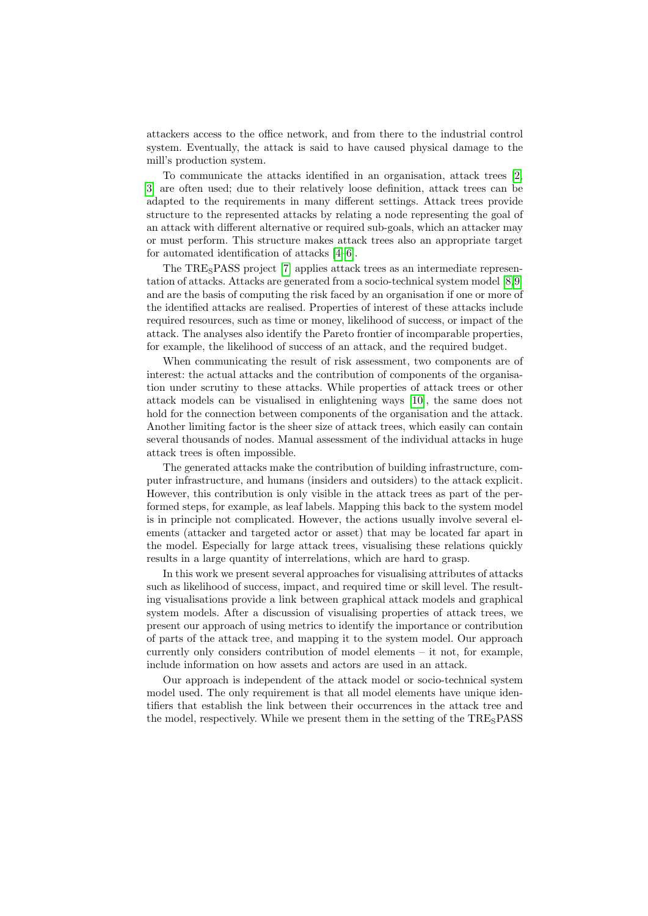attackers access to the office network, and from there to the industrial control system. Eventually, the attack is said to have caused physical damage to the mill's production system.

To communicate the attacks identified in an organisation, attack trees [2, 3] are often used; due to their relatively loose definition, attack trees can be adapted to the requirements in many different settings. Attack trees provide structure to the represented attacks by relating a node representing the goal of an attack with different alternative or required sub-goals, which an attacker may or must perform. This structure makes attack trees also an appropriate target for automated identification of attacks [4–6].

The TRE$_{\text{S}}$PASS project [7] applies attack trees as an intermediate representation of attacks. Attacks are generated from a socio-technical system model [8,9] and are the basis of computing the risk faced by an organisation if one or more of the identified attacks are realised. Properties of interest of these attacks include required resources, such as time or money, likelihood of success, or impact of the attack. The analyses also identify the Pareto frontier of incomparable properties, for example, the likelihood of success of an attack, and the required budget.

When communicating the result of risk assessment, two components are of interest: the actual attacks and the contribution of components of the organisation under scrutiny to these attacks. While properties of attack trees or other attack models can be visualised in enlightening ways [10], the same does not hold for the connection between components of the organisation and the attack. Another limiting factor is the sheer size of attack trees, which easily can contain several thousands of nodes. Manual assessment of the individual attacks in huge attack trees is often impossible.

The generated attacks make the contribution of building infrastructure, computer infrastructure, and humans (insiders and outsiders) to the attack explicit. However, this contribution is only visible in the attack trees as part of the performed steps, for example, as leaf labels. Mapping this back to the system model is in principle not complicated. However, the actions usually involve several elements (attacker and targeted actor or asset) that may be located far apart in the model. Especially for large attack trees, visualising these relations quickly results in a large quantity of interrelations, which are hard to grasp.

In this work we present several approaches for visualising attributes of attacks such as likelihood of success, impact, and required time or skill level. The resulting visualisations provide a link between graphical attack models and graphical system models. After a discussion of visualising properties of attack trees, we present our approach of using metrics to identify the importance or contribution of parts of the attack tree, and mapping it to the system model. Our approach currently only considers contribution of model elements – it not, for example, include information on how assets and actors are used in an attack.

Our approach is independent of the attack model or socio-technical system model used. The only requirement is that all model elements have unique identifiers that establish the link between their occurrences in the attack tree and the model, respectively. While we present them in the setting of the TRE$_{\text{S}}$PASS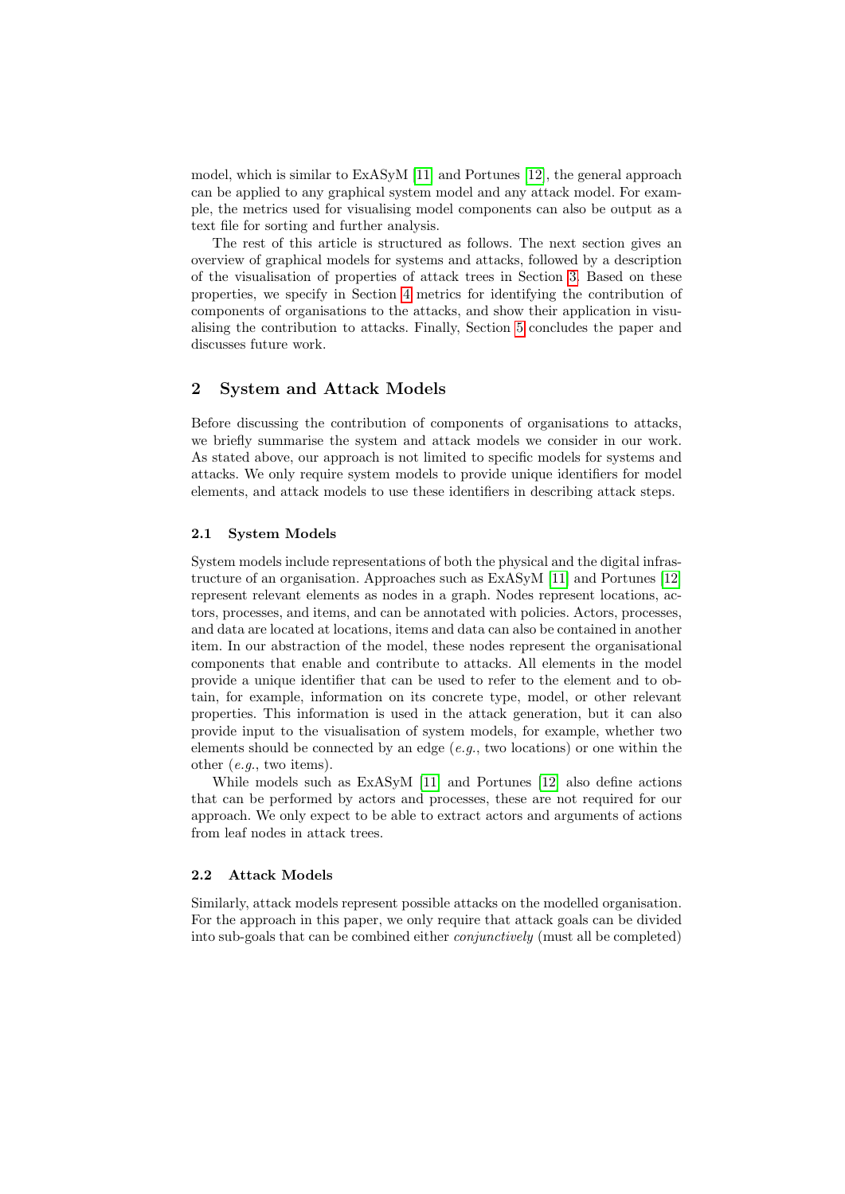model, which is similar to ExASyM [11] and Portunes [12], the general approach can be applied to any graphical system model and any attack model. For example, the metrics used for visualising model components can also be output as a text file for sorting and further analysis.

The rest of this article is structured as follows. The next section gives an overview of graphical models for systems and attacks, followed by a description of the visualisation of properties of attack trees in Section 3. Based on these properties, we specify in Section 4 metrics for identifying the contribution of components of organisations to the attacks, and show their application in visualising the contribution to attacks. Finally, Section 5 concludes the paper and discusses future work.

## 2 System and Attack Models

Before discussing the contribution of components of organisations to attacks, we briefly summarise the system and attack models we consider in our work. As stated above, our approach is not limited to specific models for systems and attacks. We only require system models to provide unique identifiers for model elements, and attack models to use these identifiers in describing attack steps.

### 2.1 System Models

System models include representations of both the physical and the digital infrastructure of an organisation. Approaches such as ExASyM [11] and Portunes [12] represent relevant elements as nodes in a graph. Nodes represent locations, actors, processes, and items, and can be annotated with policies. Actors, processes, and data are located at locations, items and data can also be contained in another item. In our abstraction of the model, these nodes represent the organisational components that enable and contribute to attacks. All elements in the model provide a unique identifier that can be used to refer to the element and to obtain, for example, information on its concrete type, model, or other relevant properties. This information is used in the attack generation, but it can also provide input to the visualisation of system models, for example, whether two elements should be connected by an edge (*e.g.*, two locations) or one within the other (*e.g.*, two items).

While models such as ExASyM [11] and Portunes [12] also define actions that can be performed by actors and processes, these are not required for our approach. We only expect to be able to extract actors and arguments of actions from leaf nodes in attack trees.

### 2.2 Attack Models

Similarly, attack models represent possible attacks on the modelled organisation. For the approach in this paper, we only require that attack goals can be divided into sub-goals that can be combined either *conjunctively* (must all be completed)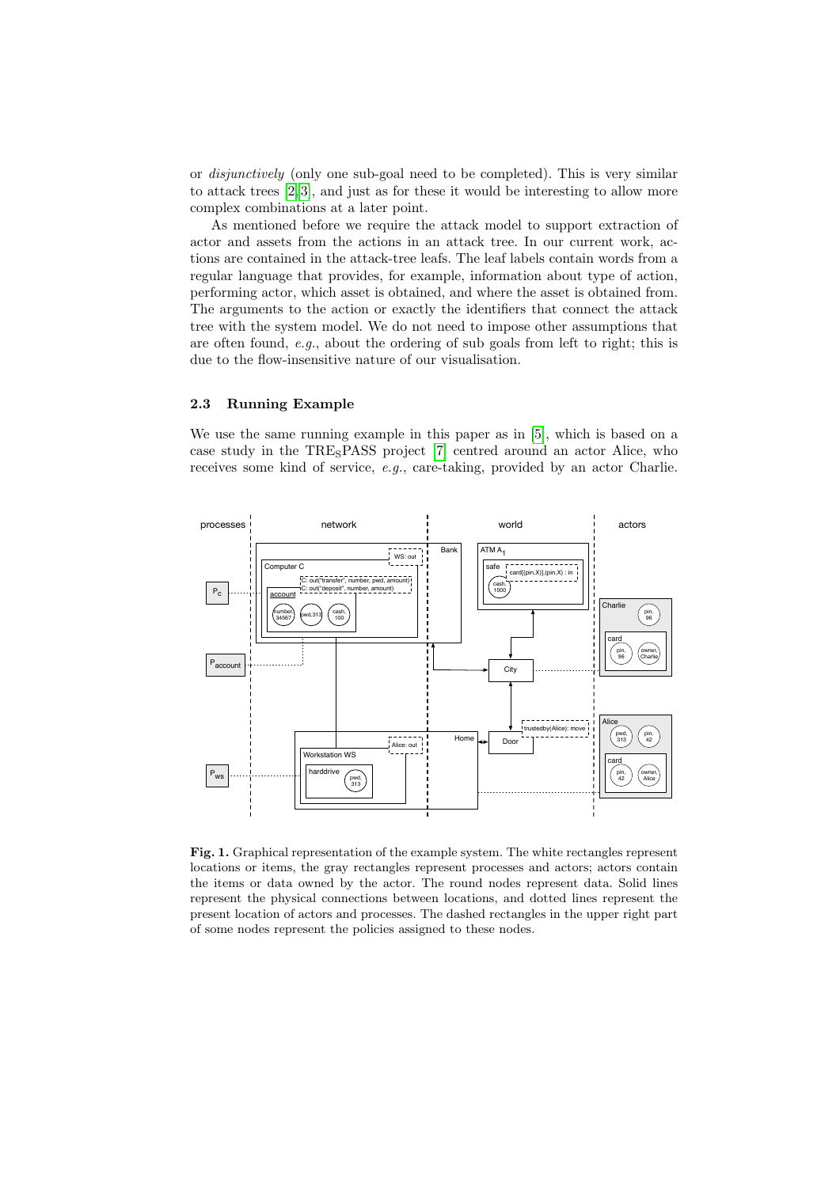or *disjunctively* (only one sub-goal need to be completed). This is very similar to attack trees [2,3], and just as for these it would be interesting to allow more complex combinations at a later point.

As mentioned before we require the attack model to support extraction of actor and assets from the actions in an attack tree. In our current work, actions are contained in the attack-tree leafs. The leaf labels contain words from a regular language that provides, for example, information about type of action, performing actor, which asset is obtained, and where the asset is obtained from. The arguments to the action or exactly the identifiers that connect the attack tree with the system model. We do not need to impose other assumptions that are often found, *e.g.*, about the ordering of sub goals from left to right; this is due to the flow-insensitive nature of our visualisation.

### 2.3 Running Example

We use the same running example in this paper as in [5], which is based on a case study in the TRE$_S$PASS project [7] centred around an actor Alice, who receives some kind of service, *e.g.*, care-taking, provided by an actor Charlie.

**Fig. 1.** Graphical representation of the example system. The white rectangles represent locations or items, the gray rectangles represent processes and actors; actors contain the items or data owned by the actor. The round nodes represent data. Solid lines represent the physical connections between locations, and dotted lines represent the present location of actors and processes. The dashed rectangles in the upper right part of some nodes represent the policies assigned to these nodes.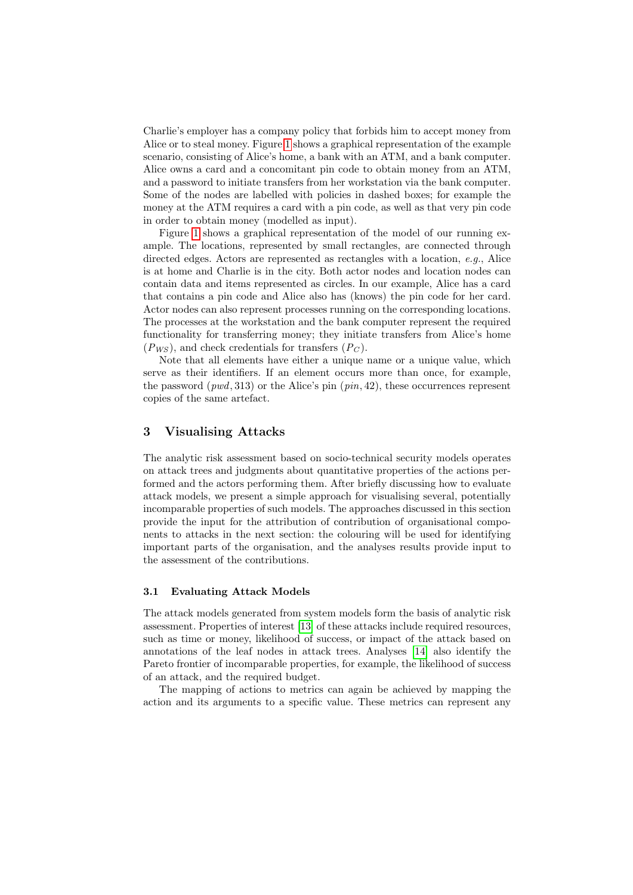Charlie's employer has a company policy that forbids him to accept money from Alice or to steal money. Figure 1 shows a graphical representation of the example scenario, consisting of Alice's home, a bank with an ATM, and a bank computer. Alice owns a card and a concomitant pin code to obtain money from an ATM, and a password to initiate transfers from her workstation via the bank computer. Some of the nodes are labelled with policies in dashed boxes; for example the money at the ATM requires a card with a pin code, as well as that very pin code in order to obtain money (modelled as input).

Figure 1 shows a graphical representation of the model of our running example. The locations, represented by small rectangles, are connected through directed edges. Actors are represented as rectangles with a location, *e.g.*, Alice is at home and Charlie is in the city. Both actor nodes and location nodes can contain data and items represented as circles. In our example, Alice has a card that contains a pin code and Alice also has (knows) the pin code for her card. Actor nodes can also represent processes running on the corresponding locations. The processes at the workstation and the bank computer represent the required functionality for transferring money; they initiate transfers from Alice's home ($P_{WS}$), and check credentials for transfers ($P_C$).

Note that all elements have either a unique name or a unique value, which serve as their identifiers. If an element occurs more than once, for example, the password $(pwd, 313)$ or the Alice's pin $(pin, 42)$, these occurrences represent copies of the same artefact.

## 3 Visualising Attacks

The analytic risk assessment based on socio-technical security models operates on attack trees and judgments about quantitative properties of the actions performed and the actors performing them. After briefly discussing how to evaluate attack models, we present a simple approach for visualising several, potentially incomparable properties of such models. The approaches discussed in this section provide the input for the attribution of contribution of organisational components to attacks in the next section: the colouring will be used for identifying important parts of the organisation, and the analyses results provide input to the assessment of the contributions.

### 3.1 Evaluating Attack Models

The attack models generated from system models form the basis of analytic risk assessment. Properties of interest [13] of these attacks include required resources, such as time or money, likelihood of success, or impact of the attack based on annotations of the leaf nodes in attack trees. Analyses [14] also identify the Pareto frontier of incomparable properties, for example, the likelihood of success of an attack, and the required budget.

The mapping of actions to metrics can again be achieved by mapping the action and its arguments to a specific value. These metrics can represent any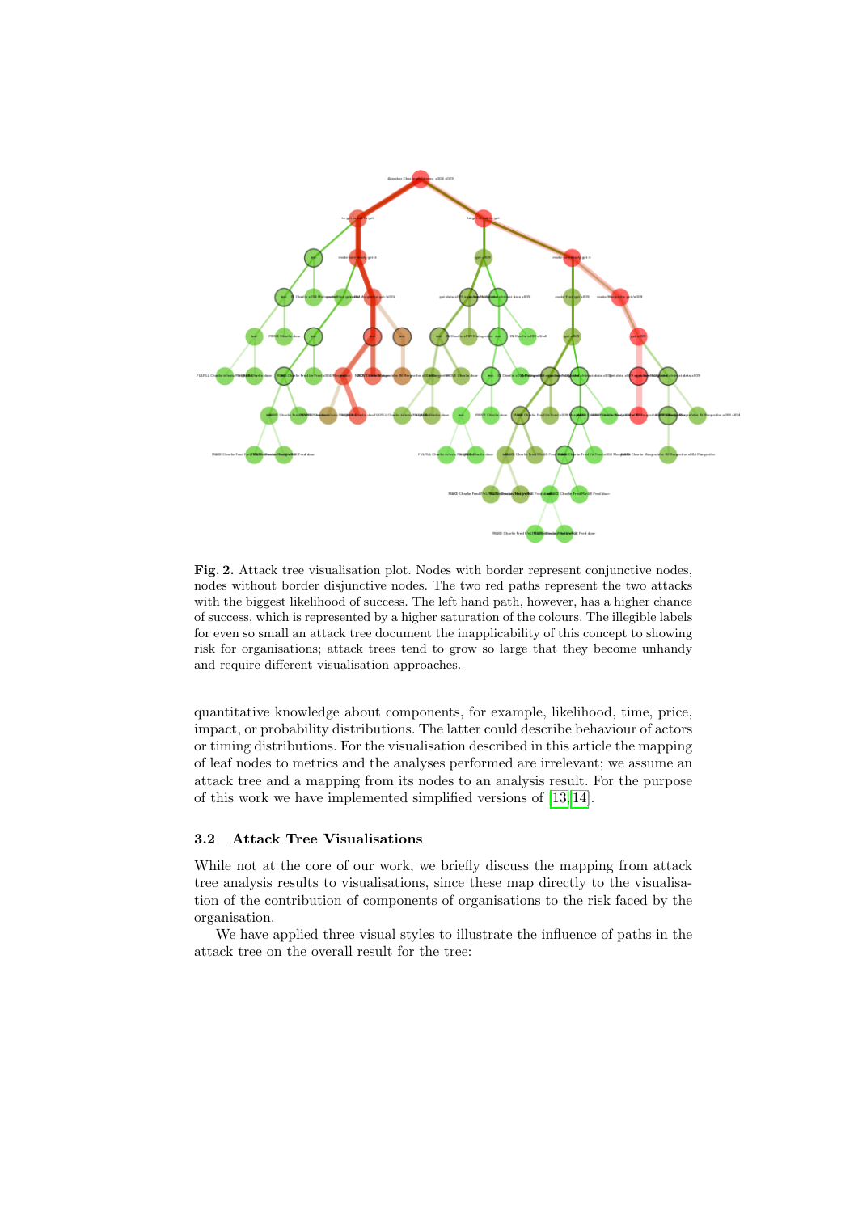**Fig. 2.** Attack tree visualisation plot. Nodes with border represent conjunctive nodes, nodes without border disjunctive nodes. The two red paths represent the two attacks with the biggest likelihood of success. The left hand path, however, has a higher chance of success, which is represented by a higher saturation of the colours. The illegible labels for even so small an attack tree document the inapplicability of this concept to showing risk for organisations; attack trees tend to grow so large that they become unhandy and require different visualisation approaches.

quantitative knowledge about components, for example, likelihood, time, price, impact, or probability distributions. The latter could describe behaviour of actors or timing distributions. For the visualisation described in this article the mapping of leaf nodes to metrics and the analyses performed are irrelevant; we assume an attack tree and a mapping from its nodes to an analysis result. For the purpose of this work we have implemented simplified versions of [13,14].

### 3.2 Attack Tree Visualisations

While not at the core of our work, we briefly discuss the mapping from attack tree analysis results to visualisations, since these map directly to the visualisation of the contribution of components of organisations to the risk faced by the organisation.

We have applied three visual styles to illustrate the influence of paths in the attack tree on the overall result for the tree: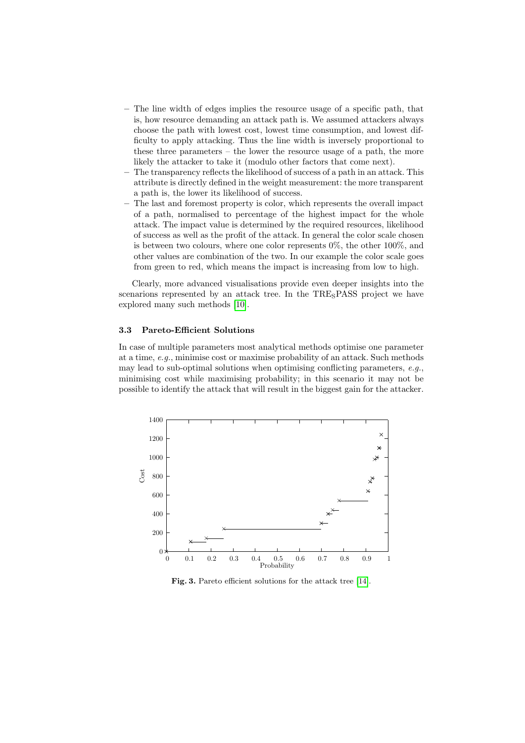- The line width of edges implies the resource usage of a specific path, that is, how resource demanding an attack path is. We assumed attackers always choose the path with lowest cost, lowest time consumption, and lowest difficulty to apply attacking. Thus the line width is inversely proportional to these three parameters – the lower the resource usage of a path, the more likely the attacker to take it (modulo other factors that come next).
- The transparency reflects the likelihood of success of a path in an attack. This attribute is directly defined in the weight measurement: the more transparent a path is, the lower its likelihood of success.
- The last and foremost property is color, which represents the overall impact of a path, normalised to percentage of the highest impact for the whole attack. The impact value is determined by the required resources, likelihood of success as well as the profit of the attack. In general the color scale chosen is between two colours, where one color represents 0%, the other 100%, and other values are combination of the two. In our example the color scale goes from green to red, which means the impact is increasing from low to high.

Clearly, more advanced visualisations provide even deeper insights into the scenarions represented by an attack tree. In the TRE$_S$PASS project we have explored many such methods [10].

### 3.3 Pareto-Efficient Solutions

In case of multiple parameters most analytical methods optimise one parameter at a time, *e.g.*, minimise cost or maximise probability of an attack. Such methods may lead to sub-optimal solutions when optimising conflicting parameters, *e.g.*, minimising cost while maximising probability; in this scenario it may not be possible to identify the attack that will result in the biggest gain for the attacker.

**Fig. 3.** Pareto efficient solutions for the attack tree [14].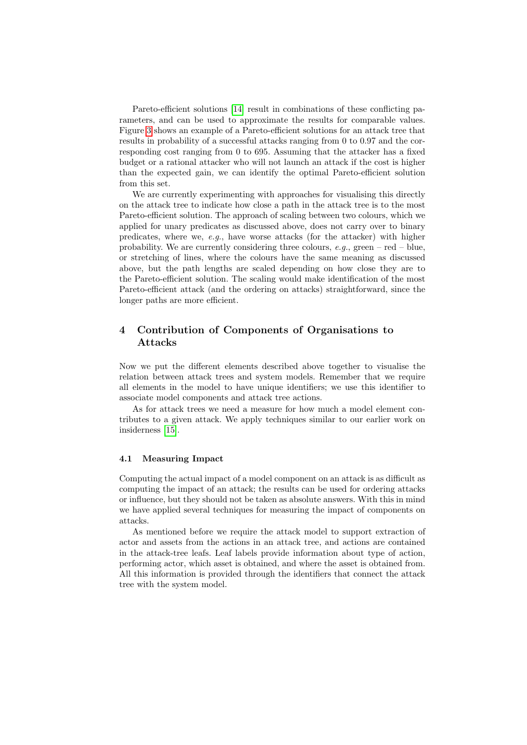Pareto-efficient solutions [14] result in combinations of these conflicting parameters, and can be used to approximate the results for comparable values. Figure 3 shows an example of a Pareto-efficient solutions for an attack tree that results in probability of a successful attacks ranging from 0 to 0.97 and the corresponding cost ranging from 0 to 695. Assuming that the attacker has a fixed budget or a rational attacker who will not launch an attack if the cost is higher than the expected gain, we can identify the optimal Pareto-efficient solution from this set.

We are currently experimenting with approaches for visualising this directly on the attack tree to indicate how close a path in the attack tree is to the most Pareto-efficient solution. The approach of scaling between two colours, which we applied for unary predicates as discussed above, does not carry over to binary predicates, where we, *e.g.*, have worse attacks (for the attacker) with higher probability. We are currently considering three colours, *e.g.*, green – red – blue, or stretching of lines, where the colours have the same meaning as discussed above, but the path lengths are scaled depending on how close they are to the Pareto-efficient solution. The scaling would make identification of the most Pareto-efficient attack (and the ordering on attacks) straightforward, since the longer paths are more efficient.

## 4 Contribution of Components of Organisations to Attacks

Now we put the different elements described above together to visualise the relation between attack trees and system models. Remember that we require all elements in the model to have unique identifiers; we use this identifier to associate model components and attack tree actions.

As for attack trees we need a measure for how much a model element contributes to a given attack. We apply techniques similar to our earlier work on insiderness [15].

### 4.1 Measuring Impact

Computing the actual impact of a model component on an attack is as difficult as computing the impact of an attack; the results can be used for ordering attacks or influence, but they should not be taken as absolute answers. With this in mind we have applied several techniques for measuring the impact of components on attacks.

As mentioned before we require the attack model to support extraction of actor and assets from the actions in an attack tree, and actions are contained in the attack-tree leafs. Leaf labels provide information about type of action, performing actor, which asset is obtained, and where the asset is obtained from. All this information is provided through the identifiers that connect the attack tree with the system model.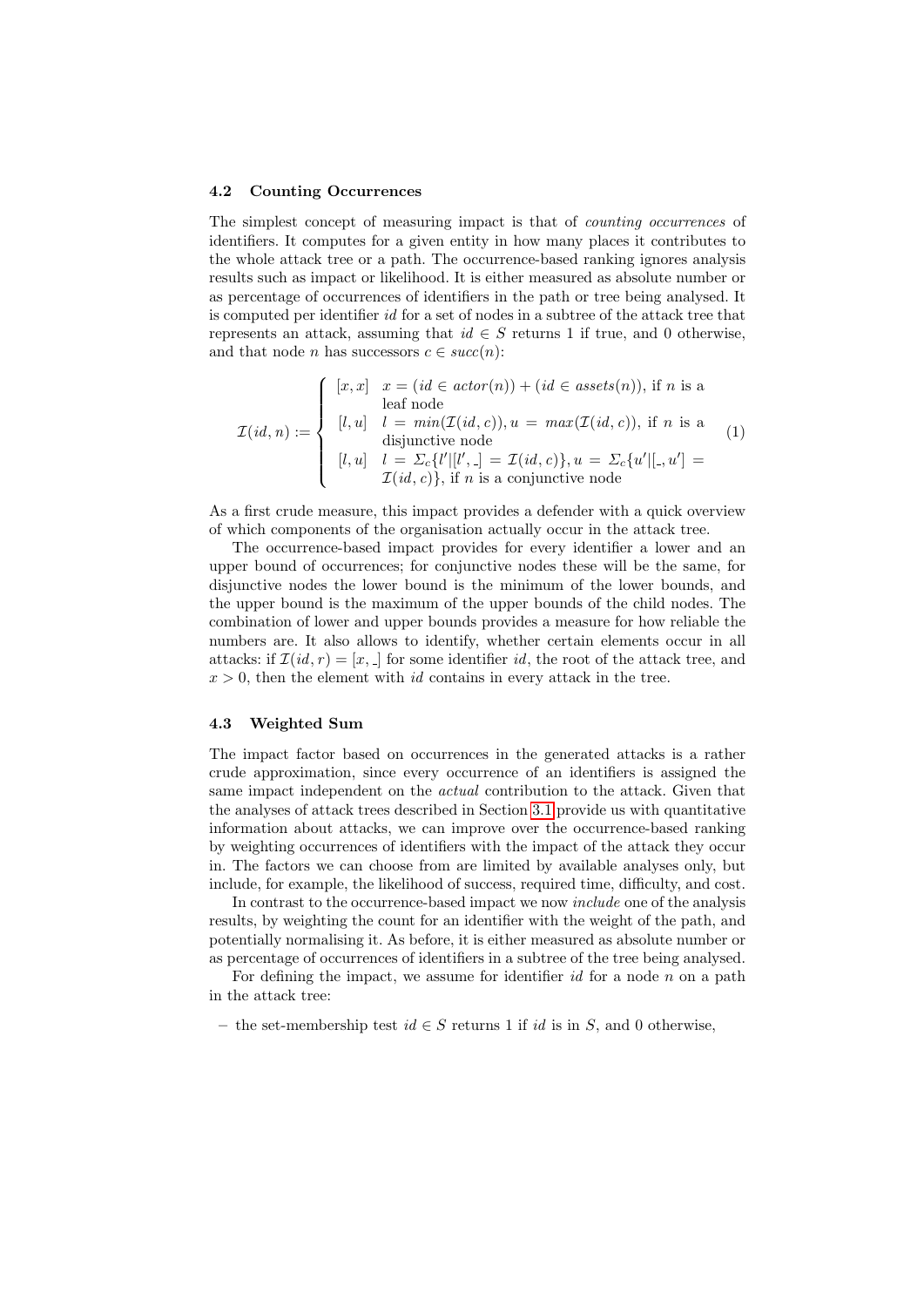### 4.2 Counting Occurrences

The simplest concept of measuring impact is that of *counting occurrences* of identifiers. It computes for a given entity in how many places it contributes to the whole attack tree or a path. The occurrence-based ranking ignores analysis results such as impact or likelihood. It is either measured as absolute number or as percentage of occurrences of identifiers in the path or tree being analysed. It is computed per identifier $id$ for a set of nodes in a subtree of the attack tree that represents an attack, assuming that $id \in S$ returns 1 if true, and 0 otherwise, and that node $n$ has successors $c \in succ(n)$:

$$\mathcal{I}(id, n) := \begin{cases} [x, x] & x = (id \in actor(n)) + (id \in assets(n)), \text{ if } n \text{ is a leaf node} \\ [l, u] & l = min(\mathcal{I}(id, c)), u = max(\mathcal{I}(id, c)), \text{ if } n \text{ is a disjunctive node} \\ [l, u] & l = \Sigma_c\{l' | [l', \_] = \mathcal{I}(id, c)\}, u = \Sigma_c\{u' | [\_, u'] = \mathcal{I}(id, c)\}, \text{ if } n \text{ is a conjunctive node} \end{cases} \quad (1)$$

As a first crude measure, this impact provides a defender with a quick overview of which components of the organisation actually occur in the attack tree.

The occurrence-based impact provides for every identifier a lower and an upper bound of occurrences; for conjunctive nodes these will be the same, for disjunctive nodes the lower bound is the minimum of the lower bounds, and the upper bound is the maximum of the upper bounds of the child nodes. The combination of lower and upper bounds provides a measure for how reliable the numbers are. It also allows to identify, whether certain elements occur in all attacks: if $\mathcal{I}(id, r) = [x, \_]$ for some identifier $id$, the root of the attack tree, and $x > 0$, then the element with $id$ contains in every attack in the tree.

### 4.3 Weighted Sum

The impact factor based on occurrences in the generated attacks is a rather crude approximation, since every occurrence of an identifiers is assigned the same impact independent on the *actual* contribution to the attack. Given that the analyses of attack trees described in Section 3.1 provide us with quantitative information about attacks, we can improve over the occurrence-based ranking by weighting occurrences of identifiers with the impact of the attack they occur in. The factors we can choose from are limited by available analyses only, but include, for example, the likelihood of success, required time, difficulty, and cost.

In contrast to the occurrence-based impact we now *include* one of the analysis results, by weighting the count for an identifier with the weight of the path, and potentially normalising it. As before, it is either measured as absolute number or as percentage of occurrences of identifiers in a subtree of the tree being analysed.

For defining the impact, we assume for identifier $id$ for a node $n$ on a path in the attack tree:

- the set-membership test $id \in S$ returns 1 if $id$ is in $S$, and 0 otherwise,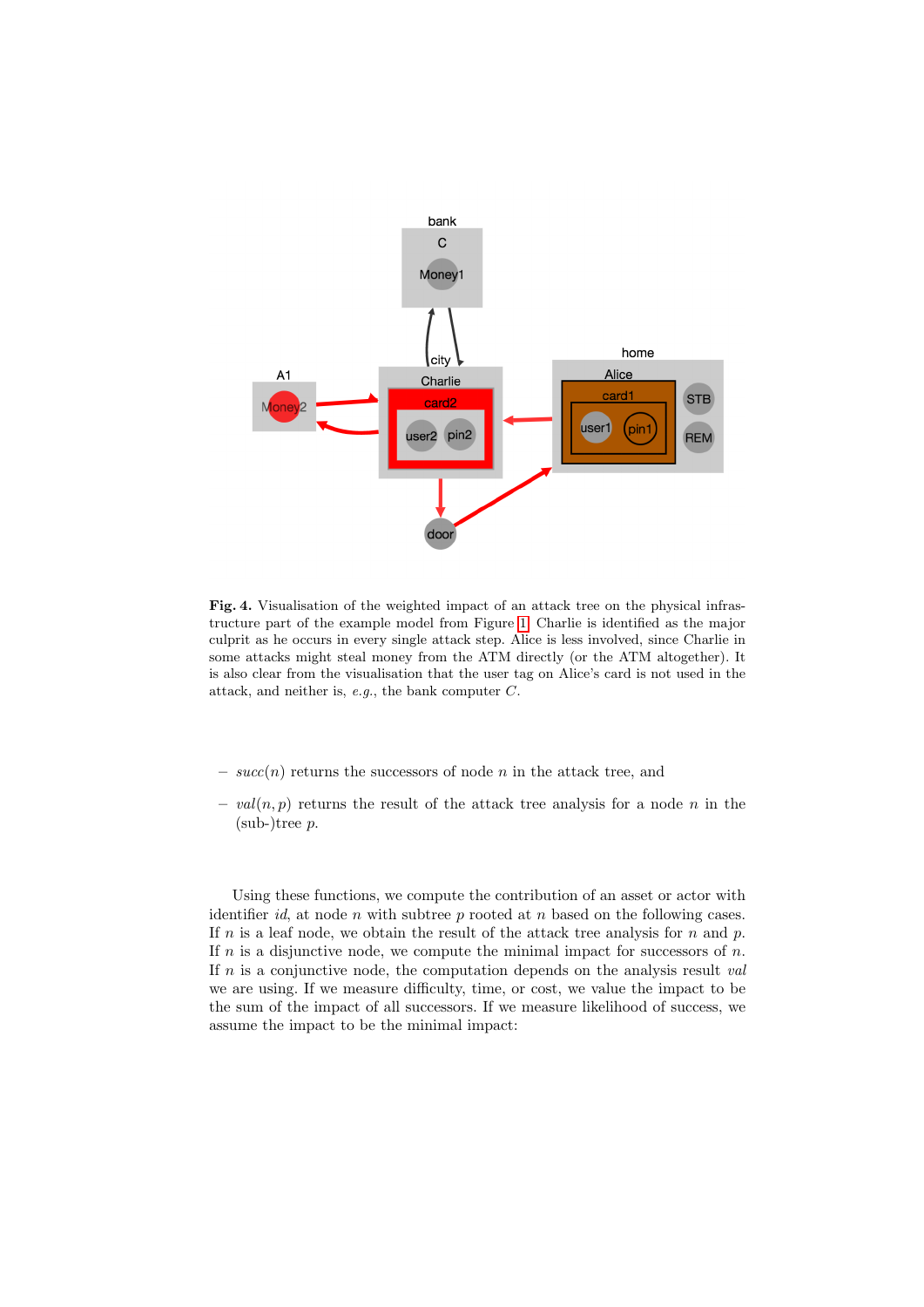**Fig. 4.** Visualisation of the weighted impact of an attack tree on the physical infrastructure part of the example model from Figure 1. Charlie is identified as the major culprit as he occurs in every single attack step. Alice is less involved, since Charlie in some attacks might steal money from the ATM directly (or the ATM altogether). It is also clear from the visualisation that the user tag on Alice's card is not used in the attack, and neither is, *e.g.*, the bank computer $C$.

- $succ(n)$ returns the successors of node $n$ in the attack tree, and
- $val(n, p)$ returns the result of the attack tree analysis for a node $n$ in the (sub-)tree $p$.

Using these functions, we compute the contribution of an asset or actor with identifier $id$, at node $n$ with subtree $p$ rooted at $n$ based on the following cases. If $n$ is a leaf node, we obtain the result of the attack tree analysis for $n$ and $p$. If $n$ is a disjunctive node, we compute the minimal impact for successors of $n$. If $n$ is a conjunctive node, the computation depends on the analysis result $val$ we are using. If we measure difficulty, time, or cost, we value the impact to be the sum of the impact of all successors. If we measure likelihood of success, we assume the impact to be the minimal impact: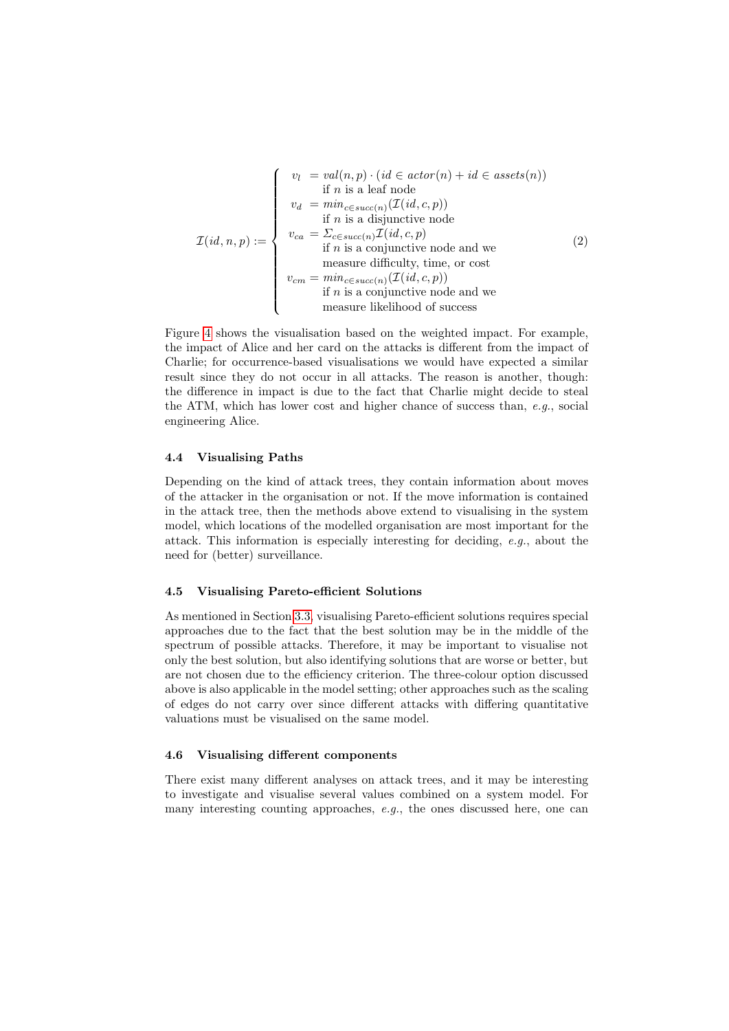$$
\mathcal{I}(id, n, p) := \begin{cases} v_l &= val(n, p) \cdot (id \in actor(n) + id \in assets(n)) \\ & \text{if } n \text{ is a leaf node} \\ v_d &= min_{c \in succ(n)}(\mathcal{I}(id, c, p)) \\ & \text{if } n \text{ is a disjunctive node} \\ v_{ca} &= \Sigma_{c \in succ(n)} \mathcal{I}(id, c, p) \\ & \text{if } n \text{ is a conjunctive node and we} \\ & \text{measure difficulty, time, or cost} \\ v_{cm} &= min_{c \in succ(n)}(\mathcal{I}(id, c, p)) \\ & \text{if } n \text{ is a conjunctive node and we} \\ & \text{measure likelihood of success} \end{cases} \tag{2}
$$

Figure 4 shows the visualisation based on the weighted impact. For example, the impact of Alice and her card on the attacks is different from the impact of Charlie; for occurrence-based visualisations we would have expected a similar result since they do not occur in all attacks. The reason is another, though: the difference in impact is due to the fact that Charlie might decide to steal the ATM, which has lower cost and higher chance of success than, *e.g.*, social engineering Alice.

### 4.4 Visualising Paths

Depending on the kind of attack trees, they contain information about moves of the attacker in the organisation or not. If the move information is contained in the attack tree, then the methods above extend to visualising in the system model, which locations of the modelled organisation are most important for the attack. This information is especially interesting for deciding, *e.g.*, about the need for (better) surveillance.

### 4.5 Visualising Pareto-efficient Solutions

As mentioned in Section 3.3, visualising Pareto-efficient solutions requires special approaches due to the fact that the best solution may be in the middle of the spectrum of possible attacks. Therefore, it may be important to visualise not only the best solution, but also identifying solutions that are worse or better, but are not chosen due to the efficiency criterion. The three-colour option discussed above is also applicable in the model setting; other approaches such as the scaling of edges do not carry over since different attacks with differing quantitative valuations must be visualised on the same model.

### 4.6 Visualising different components

There exist many different analyses on attack trees, and it may be interesting to investigate and visualise several values combined on a system model. For many interesting counting approaches, *e.g.*, the ones discussed here, one can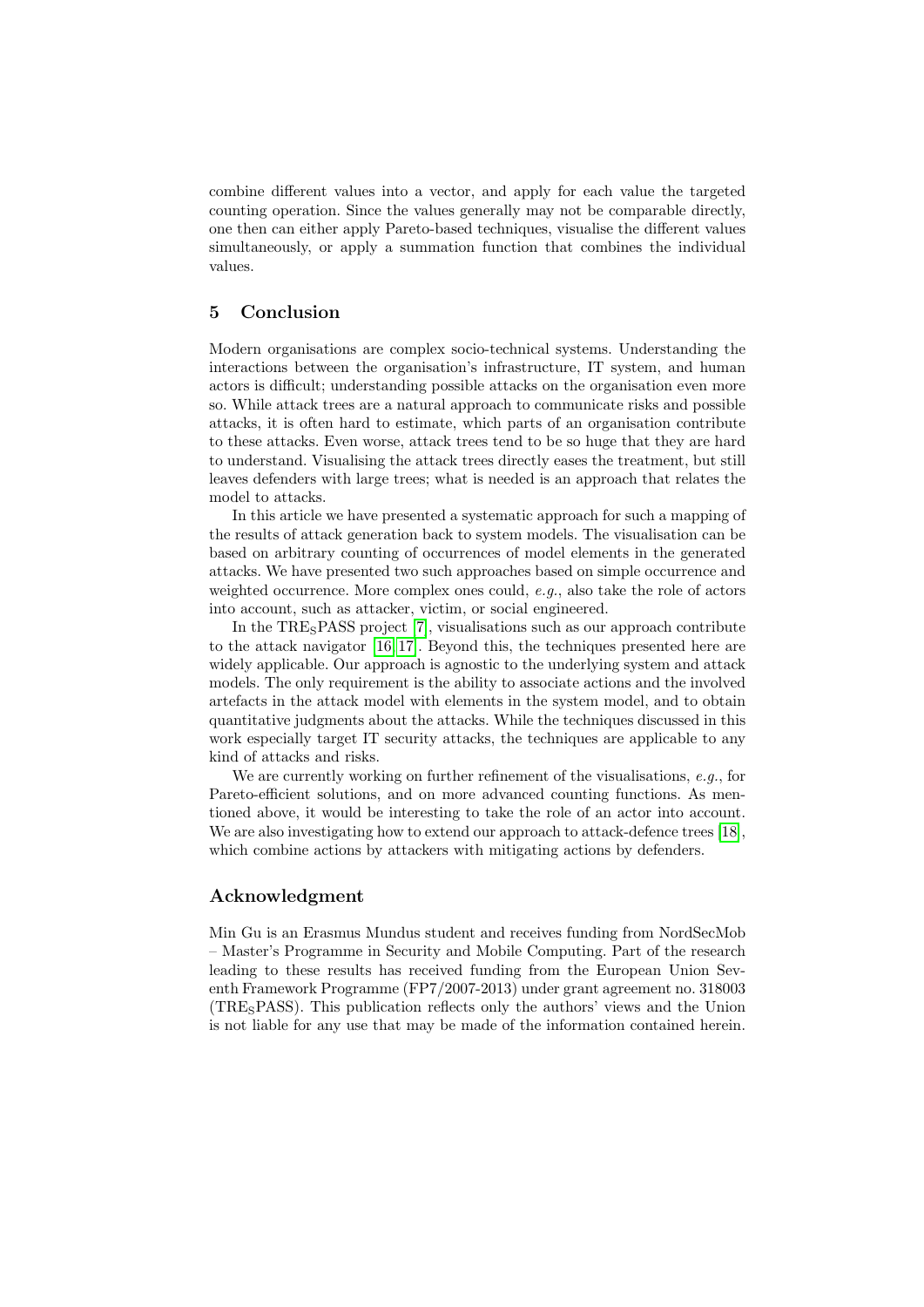combine different values into a vector, and apply for each value the targeted counting operation. Since the values generally may not be comparable directly, one then can either apply Pareto-based techniques, visualise the different values simultaneously, or apply a summation function that combines the individual values.

## 5 Conclusion

Modern organisations are complex socio-technical systems. Understanding the interactions between the organisation's infrastructure, IT system, and human actors is difficult; understanding possible attacks on the organisation even more so. While attack trees are a natural approach to communicate risks and possible attacks, it is often hard to estimate, which parts of an organisation contribute to these attacks. Even worse, attack trees tend to be so huge that they are hard to understand. Visualising the attack trees directly eases the treatment, but still leaves defenders with large trees; what is needed is an approach that relates the model to attacks.

In this article we have presented a systematic approach for such a mapping of the results of attack generation back to system models. The visualisation can be based on arbitrary counting of occurrences of model elements in the generated attacks. We have presented two such approaches based on simple occurrence and weighted occurrence. More complex ones could, *e.g.*, also take the role of actors into account, such as attacker, victim, or social engineered.

In the TRE$_{\text{S}}$PASS project [7], visualisations such as our approach contribute to the attack navigator [16,17]. Beyond this, the techniques presented here are widely applicable. Our approach is agnostic to the underlying system and attack models. The only requirement is the ability to associate actions and the involved artefacts in the attack model with elements in the system model, and to obtain quantitative judgments about the attacks. While the techniques discussed in this work especially target IT security attacks, the techniques are applicable to any kind of attacks and risks.

We are currently working on further refinement of the visualisations, *e.g.*, for Pareto-efficient solutions, and on more advanced counting functions. As mentioned above, it would be interesting to take the role of an actor into account. We are also investigating how to extend our approach to attack-defence trees [18], which combine actions by attackers with mitigating actions by defenders.

## Acknowledgment

Min Gu is an Erasmus Mundus student and receives funding from NordSecMob – Master's Programme in Security and Mobile Computing. Part of the research leading to these results has received funding from the European Union Seventh Framework Programme (FP7/2007-2013) under grant agreement no. 318003 (TRE$_{\text{S}}$PASS). This publication reflects only the authors' views and the Union is not liable for any use that may be made of the information contained herein.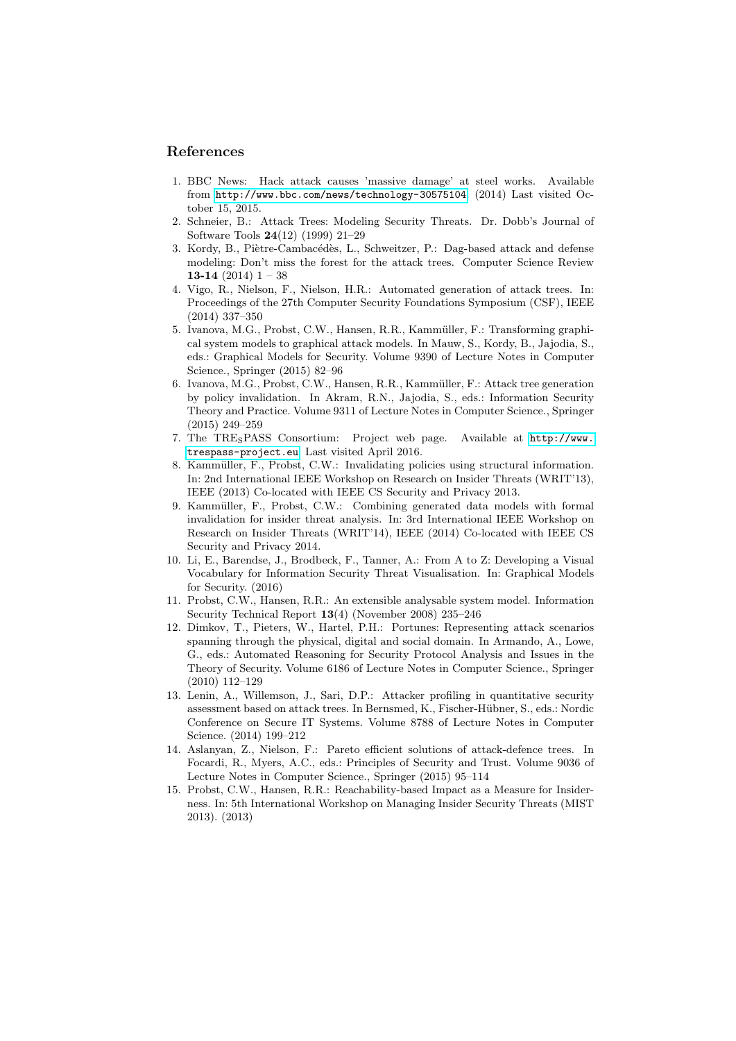## References

1. BBC News: Hack attack causes 'massive damage' at steel works. Available from http://www.bbc.com/news/technology-30575104 (2014) Last visited October 15, 2015.
2. Schneier, B.: Attack Trees: Modeling Security Threats. Dr. Dobb's Journal of Software Tools **24**(12) (1999) 21–29
3. Kordy, B., Piètre-Cambacédès, L., Schweitzer, P.: Dag-based attack and defense modeling: Don't miss the forest for the attack trees. Computer Science Review **13-14** (2014) 1 – 38
4. Vigo, R., Nielson, F., Nielson, H.R.: Automated generation of attack trees. In: Proceedings of the 27th Computer Security Foundations Symposium (CSF), IEEE (2014) 337–350
5. Ivanova, M.G., Probst, C.W., Hansen, R.R., Kammüller, F.: Transforming graphical system models to graphical attack models. In Mauw, S., Kordy, B., Jajodia, S., eds.: Graphical Models for Security. Volume 9390 of Lecture Notes in Computer Science., Springer (2015) 82–96
6. Ivanova, M.G., Probst, C.W., Hansen, R.R., Kammüller, F.: Attack tree generation by policy invalidation. In Akram, R.N., Jajodia, S., eds.: Information Security Theory and Practice. Volume 9311 of Lecture Notes in Computer Science., Springer (2015) 249–259
7. The TRE$_S$PASS Consortium: Project web page. Available at http://www.trespass-project.eu Last visited April 2016.
8. Kammüller, F., Probst, C.W.: Invalidating policies using structural information. In: 2nd International IEEE Workshop on Research on Insider Threats (WRIT'13), IEEE (2013) Co-located with IEEE CS Security and Privacy 2013.
9. Kammüller, F., Probst, C.W.: Combining generated data models with formal invalidation for insider threat analysis. In: 3rd International IEEE Workshop on Research on Insider Threats (WRIT'14), IEEE (2014) Co-located with IEEE CS Security and Privacy 2014.
10. Li, E., Barendse, J., Brodbeck, F., Tanner, A.: From A to Z: Developing a Visual Vocabulary for Information Security Threat Visualisation. In: Graphical Models for Security. (2016)
11. Probst, C.W., Hansen, R.R.: An extensible analysable system model. Information Security Technical Report **13**(4) (November 2008) 235–246
12. Dimkov, T., Pieters, W., Hartel, P.H.: Portunes: Representing attack scenarios spanning through the physical, digital and social domain. In Armando, A., Lowe, G., eds.: Automated Reasoning for Security Protocol Analysis and Issues in the Theory of Security. Volume 6186 of Lecture Notes in Computer Science., Springer (2010) 112–129
13. Lenin, A., Willemson, J., Sari, D.P.: Attacker profiling in quantitative security assessment based on attack trees. In Bernsmed, K., Fischer-Hübner, S., eds.: Nordic Conference on Secure IT Systems. Volume 8788 of Lecture Notes in Computer Science. (2014) 199–212
14. Aslanyan, Z., Nielson, F.: Pareto efficient solutions of attack-defence trees. In Focardi, R., Myers, A.C., eds.: Principles of Security and Trust. Volume 9036 of Lecture Notes in Computer Science., Springer (2015) 95–114
15. Probst, C.W., Hansen, R.R.: Reachability-based Impact as a Measure for Insiderness. In: 5th International Workshop on Managing Insider Security Threats (MIST 2013). (2013)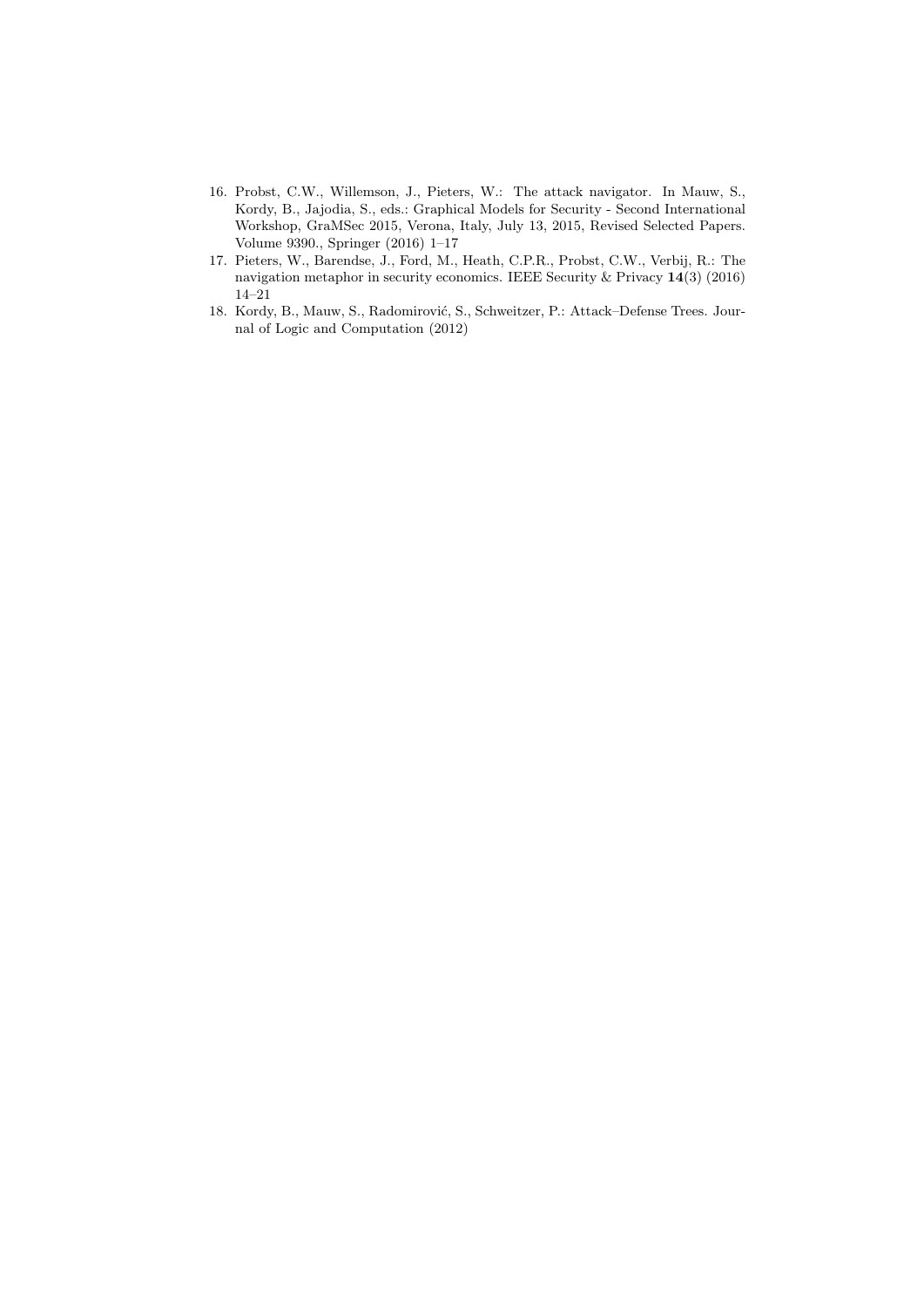16. Probst, C.W., Willemson, J., Pieters, W.: The attack navigator. In Mauw, S., Kordy, B., Jajodia, S., eds.: Graphical Models for Security - Second International Workshop, GraMSec 2015, Verona, Italy, July 13, 2015, Revised Selected Papers. Volume 9390., Springer (2016) 1–17
17. Pieters, W., Barendse, J., Ford, M., Heath, C.P.R., Probst, C.W., Verbij, R.: The navigation metaphor in security economics. IEEE Security & Privacy **14**(3) (2016) 14–21
18. Kordy, B., Mauw, S., Radomirović, S., Schweitzer, P.: Attack–Defense Trees. Journal of Logic and Computation (2012)